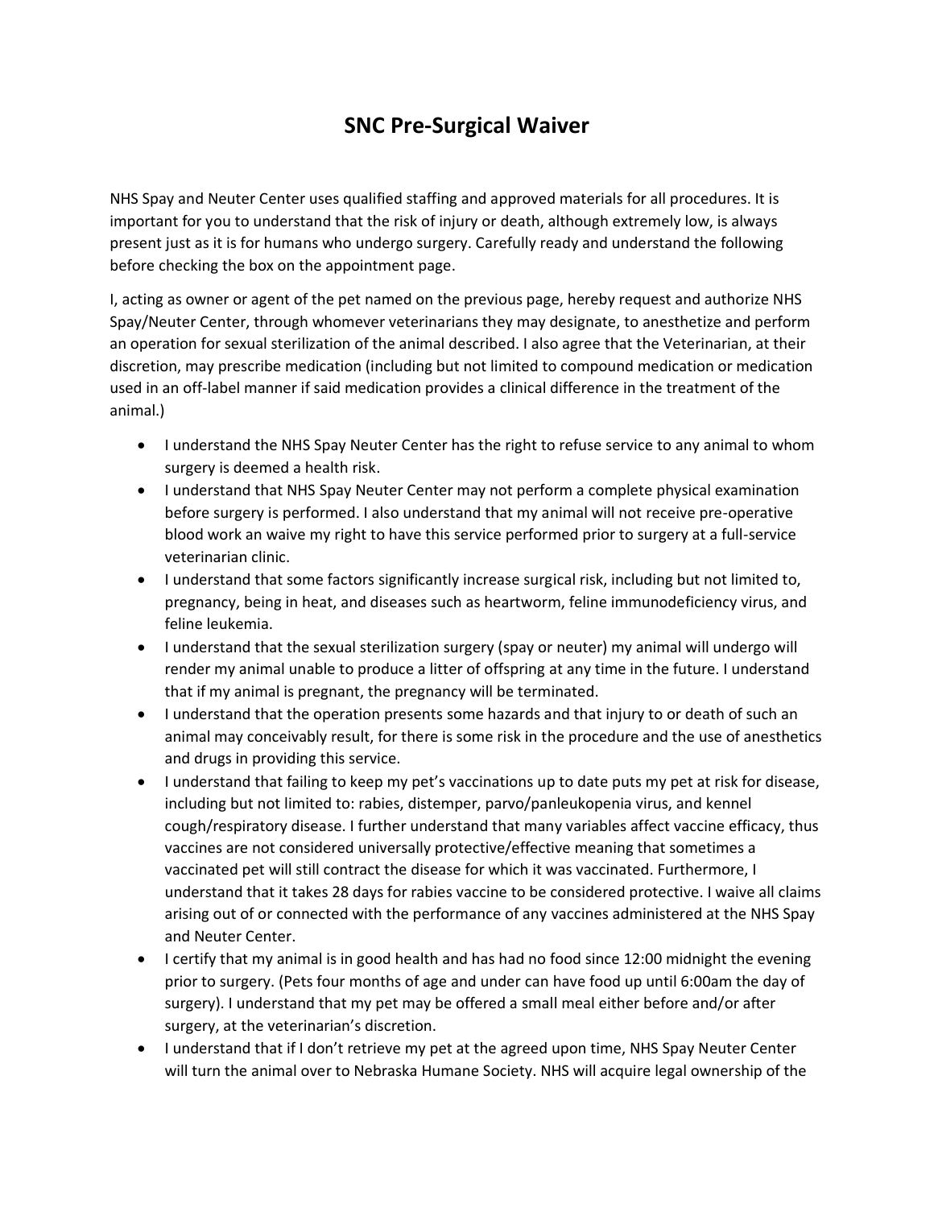# SNC Pre-Surgical Waiver

NHS Spay and Neuter Center uses qualified staffing and approved materials for all procedures. It is important for you to understand that the risk of injury or death, although extremely low, is always present just as it is for humans who undergo surgery. Carefully ready and understand the following before checking the box on the appointment page.

I, acting as owner or agent of the pet named on the previous page, hereby request and authorize NHS Spay/Neuter Center, through whomever veterinarians they may designate, to anesthetize and perform an operation for sexual sterilization of the animal described. I also agree that the Veterinarian, at their discretion, may prescribe medication (including but not limited to compound medication or medication used in an off-label manner if said medication provides a clinical difference in the treatment of the animal.)

- I understand the NHS Spay Neuter Center has the right to refuse service to any animal to whom surgery is deemed a health risk.
- I understand that NHS Spay Neuter Center may not perform a complete physical examination before surgery is performed. I also understand that my animal will not receive pre-operative blood work an waive my right to have this service performed prior to surgery at a full-service veterinarian clinic.
- I understand that some factors significantly increase surgical risk, including but not limited to, pregnancy, being in heat, and diseases such as heartworm, feline immunodeficiency virus, and feline leukemia.
- I understand that the sexual sterilization surgery (spay or neuter) my animal will undergo will render my animal unable to produce a litter of offspring at any time in the future. I understand that if my animal is pregnant, the pregnancy will be terminated.
- I understand that the operation presents some hazards and that injury to or death of such an animal may conceivably result, for there is some risk in the procedure and the use of anesthetics and drugs in providing this service.
- I understand that failing to keep my pet's vaccinations up to date puts my pet at risk for disease, including but not limited to: rabies, distemper, parvo/panleukopenia virus, and kennel cough/respiratory disease. I further understand that many variables affect vaccine efficacy, thus vaccines are not considered universally protective/effective meaning that sometimes a vaccinated pet will still contract the disease for which it was vaccinated. Furthermore, I understand that it takes 28 days for rabies vaccine to be considered protective. I waive all claims arising out of or connected with the performance of any vaccines administered at the NHS Spay and Neuter Center.
- I certify that my animal is in good health and has had no food since 12:00 midnight the evening prior to surgery. (Pets four months of age and under can have food up until 6:00am the day of surgery). I understand that my pet may be offered a small meal either before and/or after surgery, at the veterinarian's discretion.
- I understand that if I don't retrieve my pet at the agreed upon time, NHS Spay Neuter Center will turn the animal over to Nebraska Humane Society. NHS will acquire legal ownership of the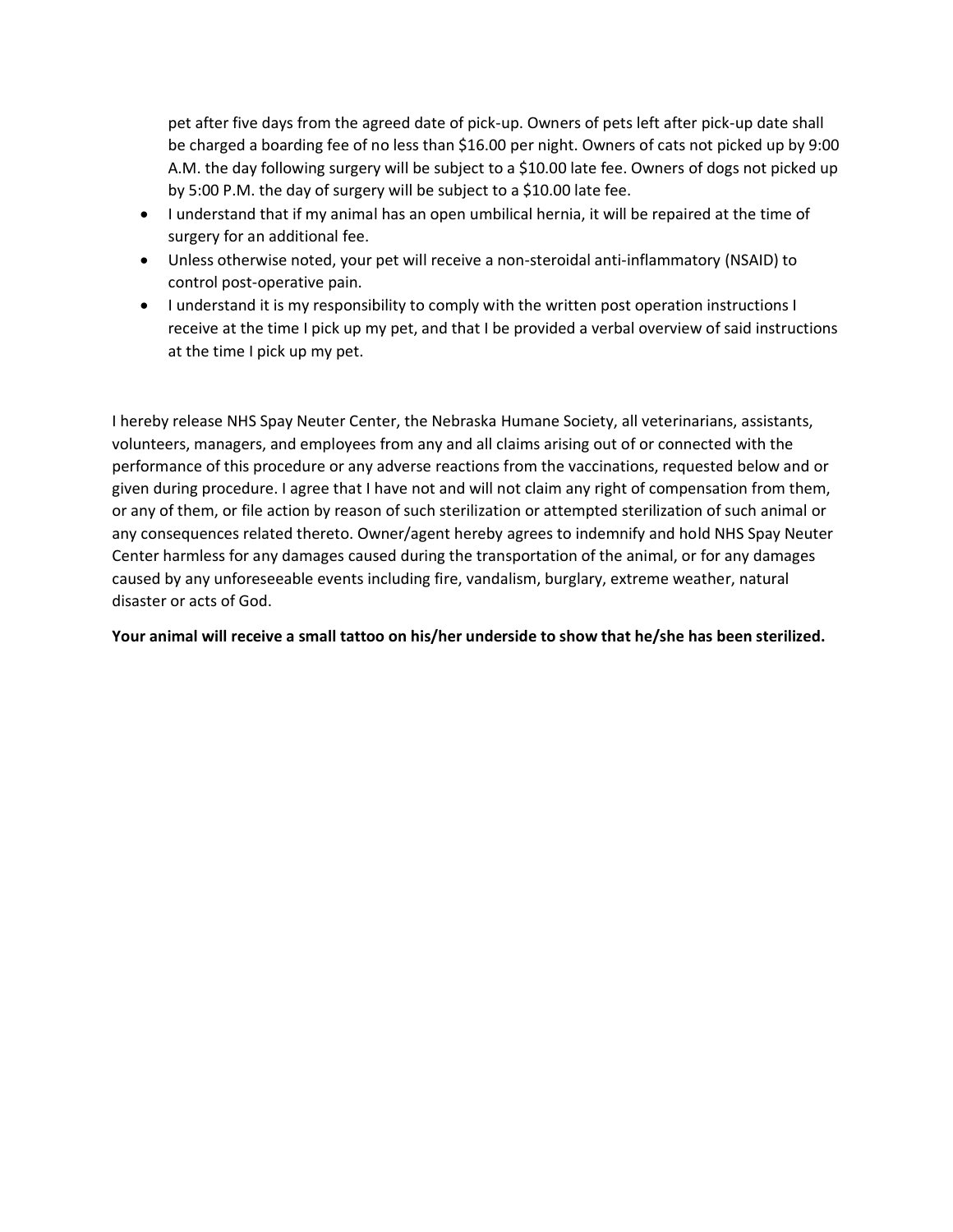pet after five days from the agreed date of pick-up. Owners of pets left after pick-up date shall be charged a boarding fee of no less than $16.00 per night. Owners of cats not picked up by 9:00 A.M. the day following surgery will be subject to a $10.00 late fee. Owners of dogs not picked up by 5:00 P.M. the day of surgery will be subject to a $10.00 late fee.

- I understand that if my animal has an open umbilical hernia, it will be repaired at the time of surgery for an additional fee.
- Unless otherwise noted, your pet will receive a non-steroidal anti-inflammatory (NSAID) to control post-operative pain.
- I understand it is my responsibility to comply with the written post operation instructions I receive at the time I pick up my pet, and that I be provided a verbal overview of said instructions at the time I pick up my pet.

I hereby release NHS Spay Neuter Center, the Nebraska Humane Society, all veterinarians, assistants, volunteers, managers, and employees from any and all claims arising out of or connected with the performance of this procedure or any adverse reactions from the vaccinations, requested below and or given during procedure. I agree that I have not and will not claim any right of compensation from them, or any of them, or file action by reason of such sterilization or attempted sterilization of such animal or any consequences related thereto. Owner/agent hereby agrees to indemnify and hold NHS Spay Neuter Center harmless for any damages caused during the transportation of the animal, or for any damages caused by any unforeseeable events including fire, vandalism, burglary, extreme weather, natural disaster or acts of God.

**Your animal will receive a small tattoo on his/her underside to show that he/she has been sterilized.**